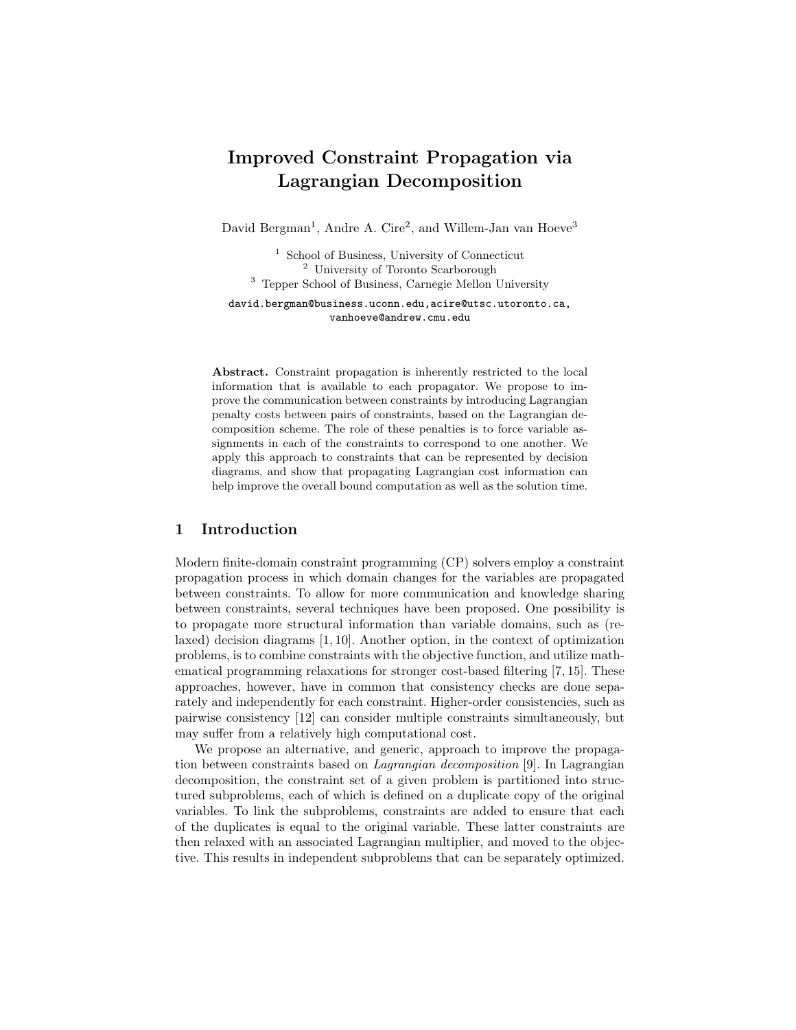# Improved Constraint Propagation via Lagrangian Decomposition

David Bergman[1], Andre A. Cire[2], and Willem-Jan van Hoeve[3]

[1] School of Business, University of Connecticut
[2] University of Toronto Scarborough
[3] Tepper School of Business, Carnegie Mellon University

david.bergman@business.uconn.edu,acire@utsc.utoronto.ca, vanhoeve@andrew.cmu.edu

**Abstract.** Constraint propagation is inherently restricted to the local information that is available to each propagator. We propose to improve the communication between constraints by introducing Lagrangian penalty costs between pairs of constraints, based on the Lagrangian decomposition scheme. The role of these penalties is to force variable assignments in each of the constraints to correspond to one another. We apply this approach to constraints that can be represented by decision diagrams, and show that propagating Lagrangian cost information can help improve the overall bound computation as well as the solution time.

## 1 Introduction

Modern finite-domain constraint programming (CP) solvers employ a constraint propagation process in which domain changes for the variables are propagated between constraints. To allow for more communication and knowledge sharing between constraints, several techniques have been proposed. One possibility is to propagate more structural information than variable domains, such as (relaxed) decision diagrams [1, 10]. Another option, in the context of optimization problems, is to combine constraints with the objective function, and utilize mathematical programming relaxations for stronger cost-based filtering [7, 15]. These approaches, however, have in common that consistency checks are done separately and independently for each constraint. Higher-order consistencies, such as pairwise consistency [12] can consider multiple constraints simultaneously, but may suffer from a relatively high computational cost.

We propose an alternative, and generic, approach to improve the propagation between constraints based on *Lagrangian decomposition* [9]. In Lagrangian decomposition, the constraint set of a given problem is partitioned into structured subproblems, each of which is defined on a duplicate copy of the original variables. To link the subproblems, constraints are added to ensure that each of the duplicates is equal to the original variable. These latter constraints are then relaxed with an associated Lagrangian multiplier, and moved to the objective. This results in independent subproblems that can be separately optimized.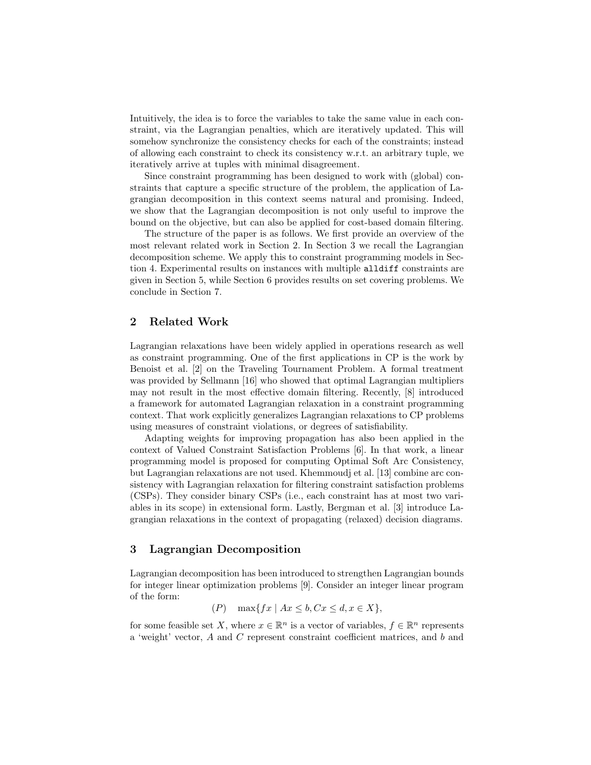Intuitively, the idea is to force the variables to take the same value in each constraint, via the Lagrangian penalties, which are iteratively updated. This will somehow synchronize the consistency checks for each of the constraints; instead of allowing each constraint to check its consistency w.r.t. an arbitrary tuple, we iteratively arrive at tuples with minimal disagreement.

Since constraint programming has been designed to work with (global) constraints that capture a specific structure of the problem, the application of Lagrangian decomposition in this context seems natural and promising. Indeed, we show that the Lagrangian decomposition is not only useful to improve the bound on the objective, but can also be applied for cost-based domain filtering.

The structure of the paper is as follows. We first provide an overview of the most relevant related work in Section 2. In Section 3 we recall the Lagrangian decomposition scheme. We apply this to constraint programming models in Section 4. Experimental results on instances with multiple `alldiff` constraints are given in Section 5, while Section 6 provides results on set covering problems. We conclude in Section 7.

## 2 Related Work

Lagrangian relaxations have been widely applied in operations research as well as constraint programming. One of the first applications in CP is the work by Benoist et al. [2] on the Traveling Tournament Problem. A formal treatment was provided by Sellmann [16] who showed that optimal Lagrangian multipliers may not result in the most effective domain filtering. Recently, [8] introduced a framework for automated Lagrangian relaxation in a constraint programming context. That work explicitly generalizes Lagrangian relaxations to CP problems using measures of constraint violations, or degrees of satisfiability.

Adapting weights for improving propagation has also been applied in the context of Valued Constraint Satisfaction Problems [6]. In that work, a linear programming model is proposed for computing Optimal Soft Arc Consistency, but Lagrangian relaxations are not used. Khemmoudj et al. [13] combine arc consistency with Lagrangian relaxation for filtering constraint satisfaction problems (CSPs). They consider binary CSPs (i.e., each constraint has at most two variables in its scope) in extensional form. Lastly, Bergman et al. [3] introduce Lagrangian relaxations in the context of propagating (relaxed) decision diagrams.

## 3 Lagrangian Decomposition

Lagrangian decomposition has been introduced to strengthen Lagrangian bounds for integer linear optimization problems [9]. Consider an integer linear program of the form:

$$(P) \quad \max\{fx \mid Ax \leq b, Cx \leq d, x \in X\},$$

for some feasible set $X$, where $x \in \mathbb{R}^n$ is a vector of variables, $f \in \mathbb{R}^n$ represents a 'weight' vector, $A$ and $C$ represent constraint coefficient matrices, and $b$ and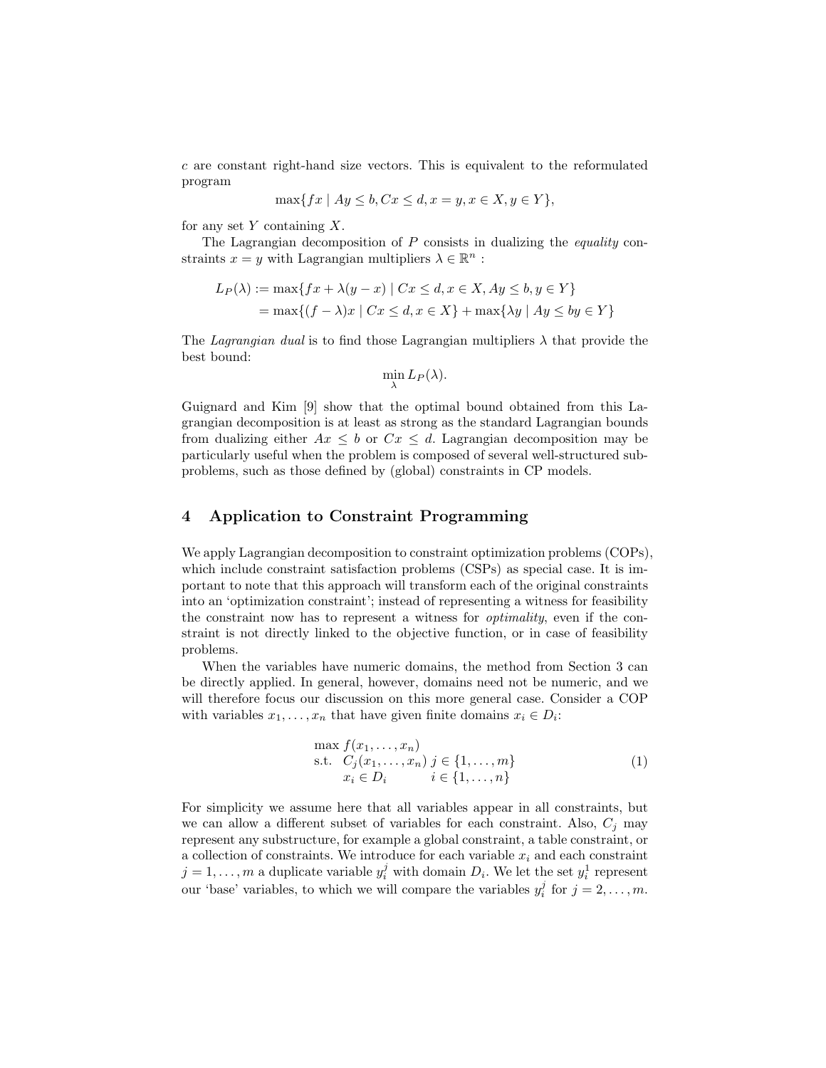$c$ are constant right-hand size vectors. This is equivalent to the reformulated program

$$\max\{fx \mid Ay \leq b, Cx \leq d, x = y, x \in X, y \in Y\},$$

for any set $Y$ containing $X$.

The Lagrangian decomposition of $P$ consists in dualizing the *equality* constraints $x = y$ with Lagrangian multipliers $\lambda \in \mathbb{R}^n$ :

$$\begin{aligned} L_P(\lambda) &:= \max\{fx + \lambda(y - x) \mid Cx \leq d, x \in X, Ay \leq b, y \in Y\} \\ &= \max\{(f - \lambda)x \mid Cx \leq d, x \in X\} + \max\{\lambda y \mid Ay \leq by \in Y\} \end{aligned}$$

The *Lagrangian dual* is to find those Lagrangian multipliers $\lambda$ that provide the best bound:

$$\min_{\lambda} L_P(\lambda).$$

Guignard and Kim [9] show that the optimal bound obtained from this Lagrangian decomposition is at least as strong as the standard Lagrangian bounds from dualizing either $Ax \leq b$ or $Cx \leq d$. Lagrangian decomposition may be particularly useful when the problem is composed of several well-structured subproblems, such as those defined by (global) constraints in CP models.

## 4 Application to Constraint Programming

We apply Lagrangian decomposition to constraint optimization problems (COPs), which include constraint satisfaction problems (CSPs) as special case. It is important to note that this approach will transform each of the original constraints into an 'optimization constraint'; instead of representing a witness for feasibility the constraint now has to represent a witness for *optimality*, even if the constraint is not directly linked to the objective function, or in case of feasibility problems.

When the variables have numeric domains, the method from Section 3 can be directly applied. In general, however, domains need not be numeric, and we will therefore focus our discussion on this more general case. Consider a COP with variables $x_1, \ldots, x_n$ that have given finite domains $x_i \in D_i$:

$$\begin{array}{lll} \max & f(x_1, \ldots, x_n) & \\ \text{s.t.} & C_j(x_1, \ldots, x_n) & j \in \{1, \ldots, m\} \\ & x_i \in D_i & i \in \{1, \ldots, n\} \end{array} \tag{1}$$

For simplicity we assume here that all variables appear in all constraints, but we can allow a different subset of variables for each constraint. Also, $C_j$ may represent any substructure, for example a global constraint, a table constraint, or a collection of constraints. We introduce for each variable $x_i$ and each constraint $j = 1, \ldots, m$ a duplicate variable $y_i^j$ with domain $D_i$. We let the set $y_i^1$ represent our 'base' variables, to which we will compare the variables $y_i^j$ for $j = 2, \ldots, m$.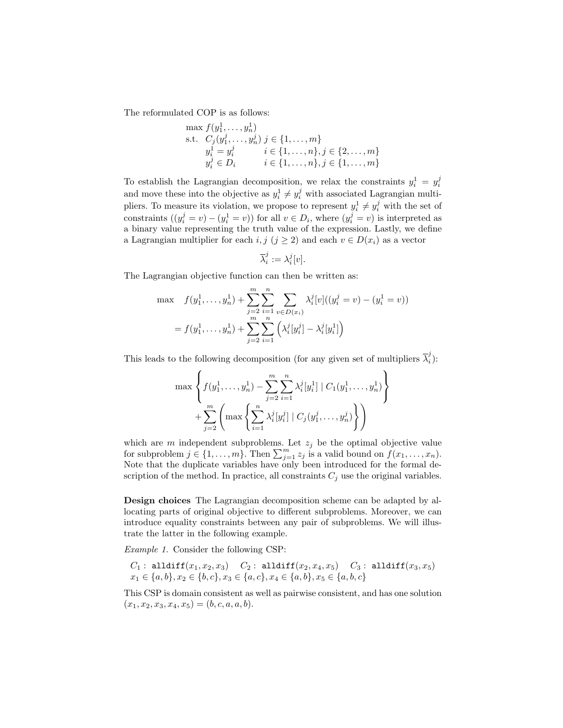The reformulated COP is as follows:

$$
\begin{array}{lll}
\max f(y_1^1, \ldots, y_n^1) & & \\
\text{s.t. } \; C_j(y_1^j, \ldots, y_n^j) & j \in \{1, \ldots, m\} & \\
\quad y_i^1 = y_i^j & i \in \{1, \ldots, n\}, j \in \{2, \ldots, m\} & \\
\quad y_i^j \in D_i & i \in \{1, \ldots, n\}, j \in \{1, \ldots, m\} &
\end{array}
$$

To establish the Lagrangian decomposition, we relax the constraints $y_i^1 = y_i^j$ and move these into the objective as $y_i^1 \neq y_i^j$ with associated Lagrangian multipliers. To measure its violation, we propose to represent $y_i^1 \neq y_i^j$ with the set of constraints $((y_i^j = v) - (y_i^1 = v))$ for all $v \in D_i$, where $(y_i^j = v)$ is interpreted as a binary value representing the truth value of the expression. Lastly, we define a Lagrangian multiplier for each $i, j$ ($j \geq 2$) and each $v \in D(x_i)$ as a vector

$$\overline{\lambda}_i^j := \lambda_i^j[v].$$

The Lagrangian objective function can then be written as:

$$
\begin{aligned}
\max \quad & f(y_1^1, \ldots, y_n^1) + \sum_{j=2}^{m} \sum_{i=1}^{n} \sum_{v \in D(x_i)} \lambda_i^j[v]((y_i^j = v) - (y_i^1 = v)) \\
= & f(y_1^1, \ldots, y_n^1) + \sum_{j=2}^{m} \sum_{i=1}^{n} \left( \lambda_i^j[y_i^j] - \lambda_i^j[y_i^1] \right)
\end{aligned}
$$

This leads to the following decomposition (for any given set of multipliers $\overline{\lambda}_i^j$):

$$
\begin{aligned}
& \max \left\{ f(y_1^1, \ldots, y_n^1) - \sum_{j=2}^{m} \sum_{i=1}^{n} \lambda_i^j[y_i^1] \mid C_1(y_1^1, \ldots, y_n^1) \right\} \\
& \quad + \sum_{j=2}^{m} \left( \max \left\{ \sum_{i=1}^{n} \lambda_i^j[y_i^j] \mid C_j(y_1^j, \ldots, y_n^j) \right\} \right)
\end{aligned}
$$

which are $m$ independent subproblems. Let $z_j$ be the optimal objective value for subproblem $j \in \{1, \ldots, m\}$. Then $\sum_{j=1}^{m} z_j$ is a valid bound on $f(x_1, \ldots, x_n)$. Note that the duplicate variables have only been introduced for the formal description of the method. In practice, all constraints $C_j$ use the original variables.

**Design choices** The Lagrangian decomposition scheme can be adapted by allocating parts of original objective to different subproblems. Moreover, we can introduce equality constraints between any pair of subproblems. We will illustrate the latter in the following example.

*Example 1.* Consider the following CSP:

$C_1$ : `alldiff`$(x_1, x_2, x_3)$ $\quad$ $C_2$ : `alldiff`$(x_2, x_4, x_5)$ $\quad$ $C_3$ : `alldiff`$(x_3, x_5)$
$x_1 \in \{a, b\}, x_2 \in \{b, c\}, x_3 \in \{a, c\}, x_4 \in \{a, b\}, x_5 \in \{a, b, c\}$

This CSP is domain consistent as well as pairwise consistent, and has one solution $(x_1, x_2, x_3, x_4, x_5) = (b, c, a, a, b)$.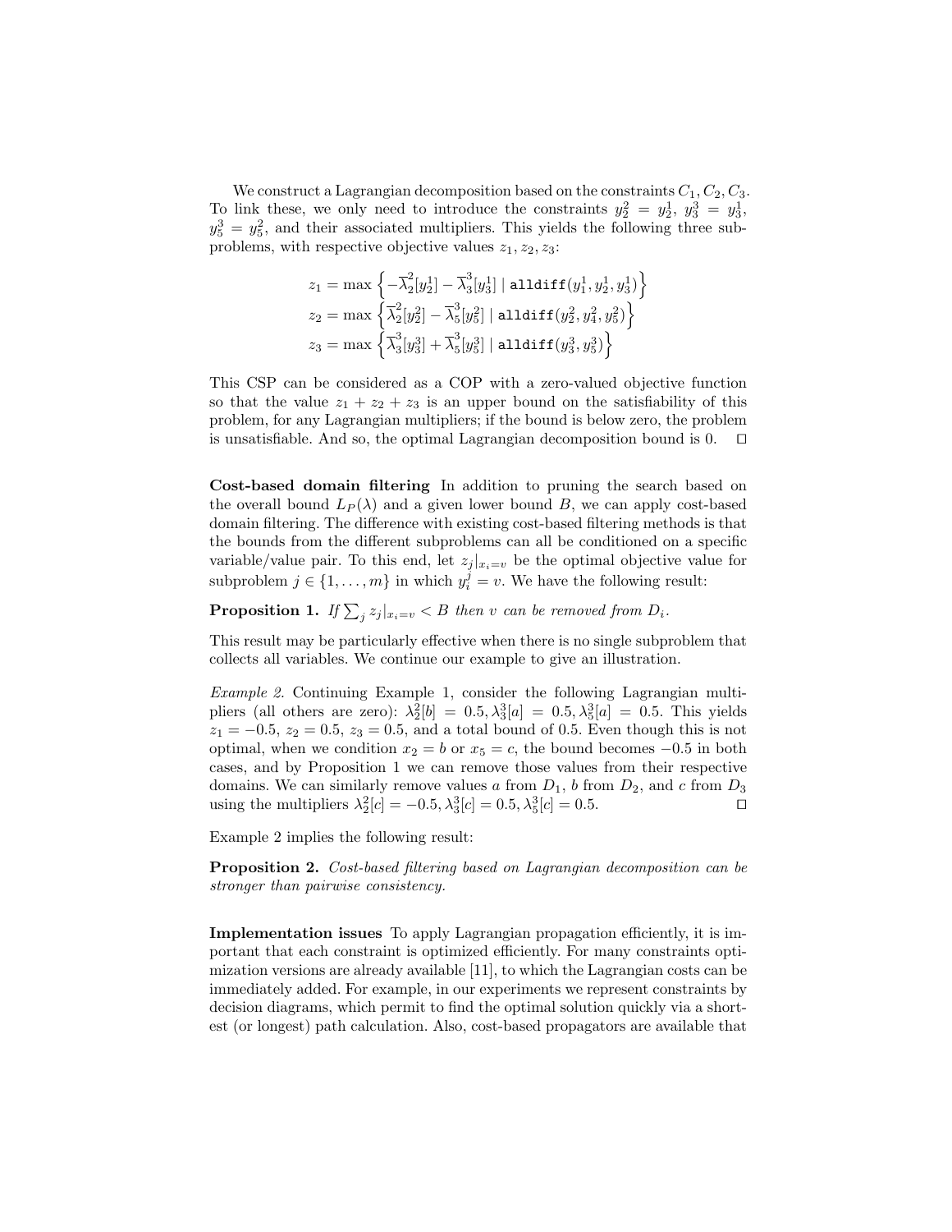We construct a Lagrangian decomposition based on the constraints $C_1, C_2, C_3$. To link these, we only need to introduce the constraints $y_2^2 = y_2^1$, $y_3^3 = y_3^1$, $y_5^3 = y_5^2$, and their associated multipliers. This yields the following three subproblems, with respective objective values $z_1, z_2, z_3$:

$$z_1 = \max \left\{ -\overline{\lambda}_2^2[y_2^1] - \overline{\lambda}_3^3[y_3^1] \mid \texttt{alldiff}(y_1^1, y_2^1, y_3^1) \right\}$$
$$z_2 = \max \left\{ \overline{\lambda}_2^2[y_2^2] - \overline{\lambda}_5^3[y_5^2] \mid \texttt{alldiff}(y_2^2, y_4^2, y_5^2) \right\}$$
$$z_3 = \max \left\{ \overline{\lambda}_3^3[y_3^3] + \overline{\lambda}_5^3[y_5^3] \mid \texttt{alldiff}(y_3^3, y_5^3) \right\}$$

This CSP can be considered as a COP with a zero-valued objective function so that the value $z_1 + z_2 + z_3$ is an upper bound on the satisfiability of this problem, for any Lagrangian multipliers; if the bound is below zero, the problem is unsatisfiable. And so, the optimal Lagrangian decomposition bound is 0. □

**Cost-based domain filtering** In addition to pruning the search based on the overall bound $L_P(\lambda)$ and a given lower bound $B$, we can apply cost-based domain filtering. The difference with existing cost-based filtering methods is that the bounds from the different subproblems can all be conditioned on a specific variable/value pair. To this end, let $z_j|_{x_i=v}$ be the optimal objective value for subproblem $j \in \{1, \ldots, m\}$ in which $y_i^j = v$. We have the following result:

**Proposition 1.** *If* $\sum_j z_j|_{x_i=v} < B$ *then* $v$ *can be removed from* $D_i$.

This result may be particularly effective when there is no single subproblem that collects all variables. We continue our example to give an illustration.

*Example 2.* Continuing Example 1, consider the following Lagrangian multipliers (all others are zero): $\lambda_2^2[b] = 0.5, \lambda_3^3[a] = 0.5, \lambda_5^3[a] = 0.5$. This yields $z_1 = -0.5$, $z_2 = 0.5$, $z_3 = 0.5$, and a total bound of 0.5. Even though this is not optimal, when we condition $x_2 = b$ or $x_5 = c$, the bound becomes $-0.5$ in both cases, and by Proposition 1 we can remove those values from their respective domains. We can similarly remove values $a$ from $D_1$, $b$ from $D_2$, and $c$ from $D_3$ using the multipliers $\lambda_2^2[c] = -0.5, \lambda_3^3[c] = 0.5, \lambda_5^3[c] = 0.5$. □

Example 2 implies the following result:

**Proposition 2.** *Cost-based filtering based on Lagrangian decomposition can be stronger than pairwise consistency.*

**Implementation issues** To apply Lagrangian propagation efficiently, it is important that each constraint is optimized efficiently. For many constraints optimization versions are already available [11], to which the Lagrangian costs can be immediately added. For example, in our experiments we represent constraints by decision diagrams, which permit to find the optimal solution quickly via a shortest (or longest) path calculation. Also, cost-based propagators are available that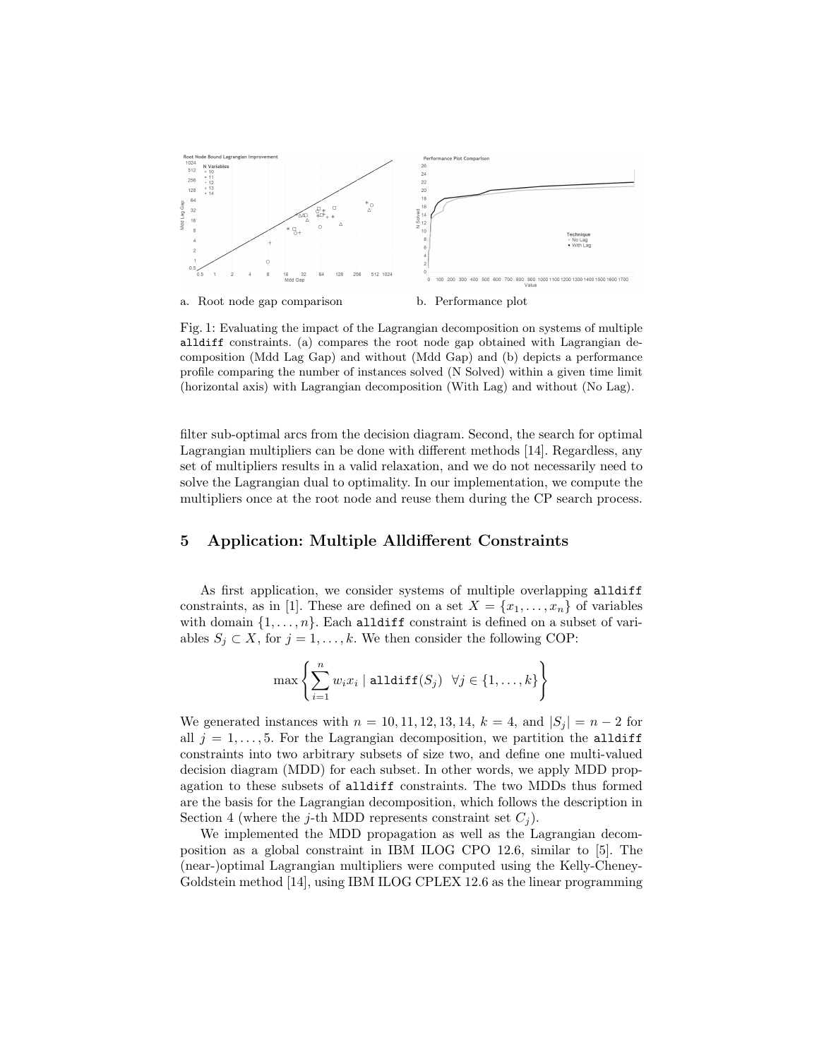a. Root node gap comparison

b. Performance plot

Fig. 1: Evaluating the impact of the Lagrangian decomposition on systems of multiple `alldiff` constraints. (a) compares the root node gap obtained with Lagrangian decomposition (Mdd Lag Gap) and without (Mdd Gap) and (b) depicts a performance profile comparing the number of instances solved (N Solved) within a given time limit (horizontal axis) with Lagrangian decomposition (With Lag) and without (No Lag).

filter sub-optimal arcs from the decision diagram. Second, the search for optimal Lagrangian multipliers can be done with different methods [14]. Regardless, any set of multipliers results in a valid relaxation, and we do not necessarily need to solve the Lagrangian dual to optimality. In our implementation, we compute the multipliers once at the root node and reuse them during the CP search process.

## 5 Application: Multiple Alldifferent Constraints

As first application, we consider systems of multiple overlapping `alldiff` constraints, as in [1]. These are defined on a set $X = \{x_1, \ldots, x_n\}$ of variables with domain $\{1, \ldots, n\}$. Each `alldiff` constraint is defined on a subset of variables $S_j \subset X$, for $j = 1, \ldots, k$. We then consider the following COP:

$$\max \left\{ \sum_{i=1}^{n} w_i x_i \mid \texttt{alldiff}(S_j) \;\; \forall j \in \{1, \ldots, k\} \right\}$$

We generated instances with $n = 10, 11, 12, 13, 14$, $k = 4$, and $|S_j| = n - 2$ for all $j = 1, \ldots, 5$. For the Lagrangian decomposition, we partition the `alldiff` constraints into two arbitrary subsets of size two, and define one multi-valued decision diagram (MDD) for each subset. In other words, we apply MDD propagation to these subsets of `alldiff` constraints. The two MDDs thus formed are the basis for the Lagrangian decomposition, which follows the description in Section 4 (where the $j$-th MDD represents constraint set $C_j$).

We implemented the MDD propagation as well as the Lagrangian decomposition as a global constraint in IBM ILOG CPO 12.6, similar to [5]. The (near-)optimal Lagrangian multipliers were computed using the Kelly-Cheney-Goldstein method [14], using IBM ILOG CPLEX 12.6 as the linear programming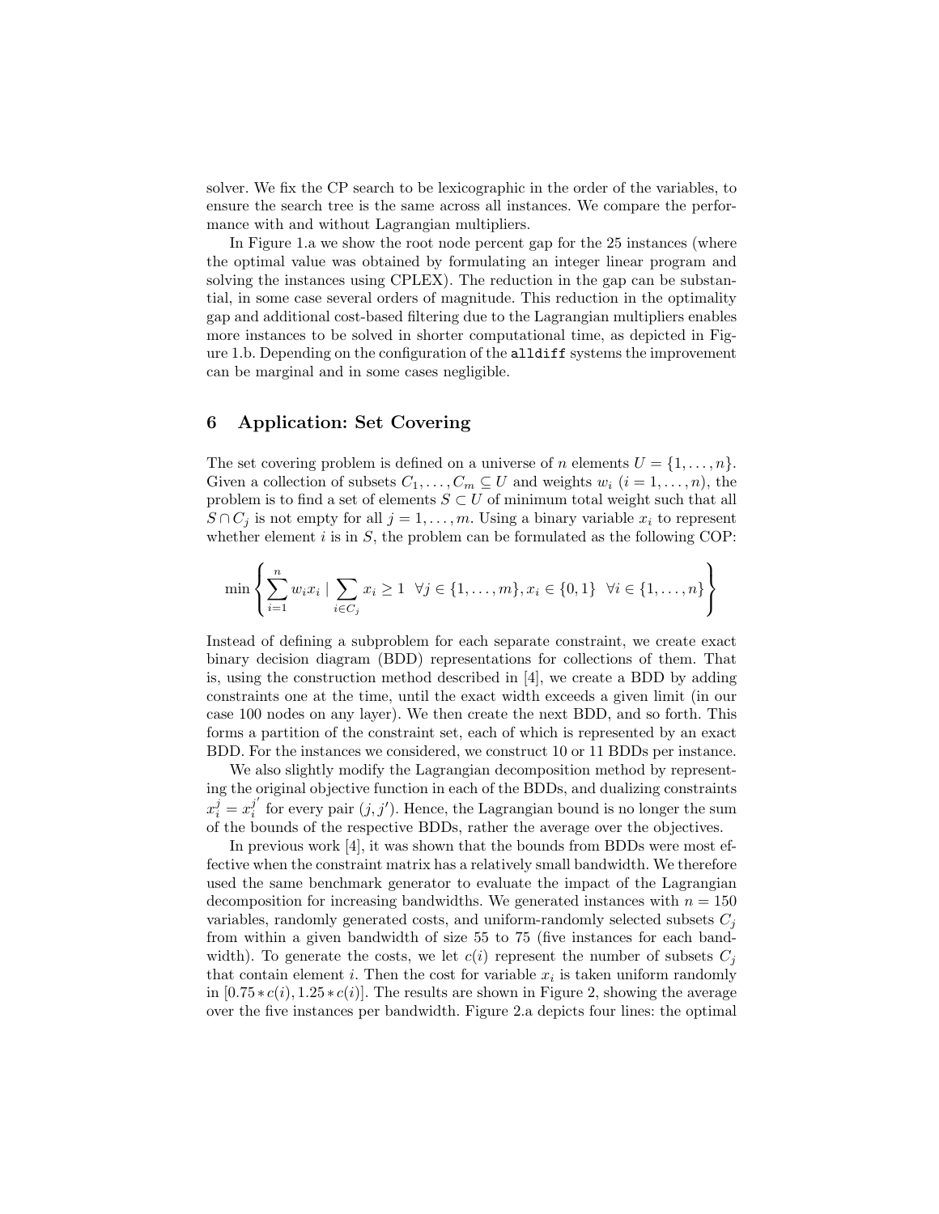solver. We fix the CP search to be lexicographic in the order of the variables, to ensure the search tree is the same across all instances. We compare the performance with and without Lagrangian multipliers.

In Figure 1.a we show the root node percent gap for the 25 instances (where the optimal value was obtained by formulating an integer linear program and solving the instances using CPLEX). The reduction in the gap can be substantial, in some case several orders of magnitude. This reduction in the optimality gap and additional cost-based filtering due to the Lagrangian multipliers enables more instances to be solved in shorter computational time, as depicted in Figure 1.b. Depending on the configuration of the `alldiff` systems the improvement can be marginal and in some cases negligible.

## 6 Application: Set Covering

The set covering problem is defined on a universe of $n$ elements $U = \{1, \ldots, n\}$. Given a collection of subsets $C_1, \ldots, C_m \subseteq U$ and weights $w_i$ $(i = 1, \ldots, n)$, the problem is to find a set of elements $S \subset U$ of minimum total weight such that all $S \cap C_j$ is not empty for all $j = 1, \ldots, m$. Using a binary variable $x_i$ to represent whether element $i$ is in $S$, the problem can be formulated as the following COP:

$$\min \left\{ \sum_{i=1}^{n} w_i x_i \mid \sum_{i \in C_j} x_i \geq 1 \ \ \forall j \in \{1, \ldots, m\}, x_i \in \{0, 1\} \ \ \forall i \in \{1, \ldots, n\} \right\}$$

Instead of defining a subproblem for each separate constraint, we create exact binary decision diagram (BDD) representations for collections of them. That is, using the construction method described in [4], we create a BDD by adding constraints one at the time, until the exact width exceeds a given limit (in our case 100 nodes on any layer). We then create the next BDD, and so forth. This forms a partition of the constraint set, each of which is represented by an exact BDD. For the instances we considered, we construct 10 or 11 BDDs per instance.

We also slightly modify the Lagrangian decomposition method by representing the original objective function in each of the BDDs, and dualizing constraints $x_i^j = x_i^{j'}$ for every pair $(j, j')$. Hence, the Lagrangian bound is no longer the sum of the bounds of the respective BDDs, rather the average over the objectives.

In previous work [4], it was shown that the bounds from BDDs were most effective when the constraint matrix has a relatively small bandwidth. We therefore used the same benchmark generator to evaluate the impact of the Lagrangian decomposition for increasing bandwidths. We generated instances with $n = 150$ variables, randomly generated costs, and uniform-randomly selected subsets $C_j$ from within a given bandwidth of size 55 to 75 (five instances for each bandwidth). To generate the costs, we let $c(i)$ represent the number of subsets $C_j$ that contain element $i$. Then the cost for variable $x_i$ is taken uniform randomly in $[0.75 * c(i), 1.25 * c(i)]$. The results are shown in Figure 2, showing the average over the five instances per bandwidth. Figure 2.a depicts four lines: the optimal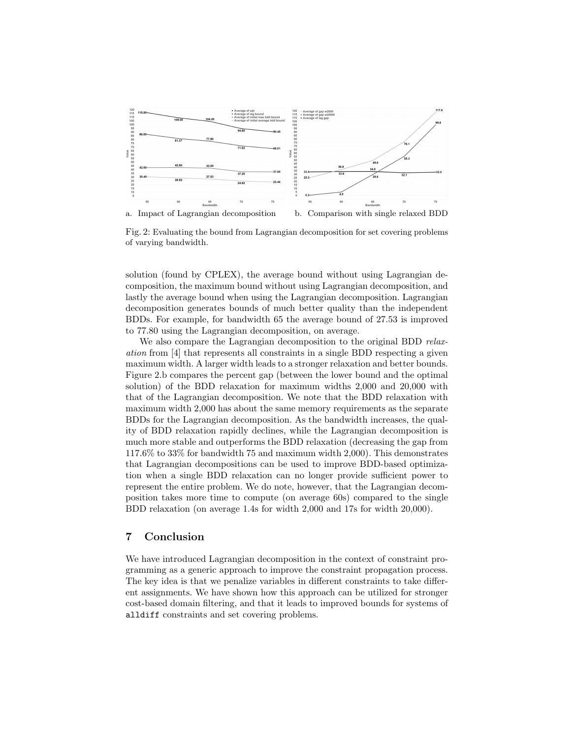a. Impact of Lagrangian decomposition b. Comparison with single relaxed BDD

Fig. 2: Evaluating the bound from Lagrangian decomposition for set covering problems of varying bandwidth.

solution (found by CPLEX), the average bound without using Lagrangian decomposition, the maximum bound without using Lagrangian decomposition, and lastly the average bound when using the Lagrangian decomposition. Lagrangian decomposition generates bounds of much better quality than the independent BDDs. For example, for bandwidth 65 the average bound of 27.53 is improved to 77.80 using the Lagrangian decomposition, on average.

We also compare the Lagrangian decomposition to the original BDD *relaxation* from [4] that represents all constraints in a single BDD respecting a given maximum width. A larger width leads to a stronger relaxation and better bounds. Figure 2.b compares the percent gap (between the lower bound and the optimal solution) of the BDD relaxation for maximum widths 2,000 and 20,000 with that of the Lagrangian decomposition. We note that the BDD relaxation with maximum width 2,000 has about the same memory requirements as the separate BDDs for the Lagrangian decomposition. As the bandwidth increases, the quality of BDD relaxation rapidly declines, while the Lagrangian decomposition is much more stable and outperforms the BDD relaxation (decreasing the gap from 117.6% to 33% for bandwidth 75 and maximum width 2,000). This demonstrates that Lagrangian decompositions can be used to improve BDD-based optimization when a single BDD relaxation can no longer provide sufficient power to represent the entire problem. We do note, however, that the Lagrangian decomposition takes more time to compute (on average 60s) compared to the single BDD relaxation (on average 1.4s for width 2,000 and 17s for width 20,000).

## 7 Conclusion

We have introduced Lagrangian decomposition in the context of constraint programming as a generic approach to improve the constraint propagation process. The key idea is that we penalize variables in different constraints to take different assignments. We have shown how this approach can be utilized for stronger cost-based domain filtering, and that it leads to improved bounds for systems of `alldiff` constraints and set covering problems.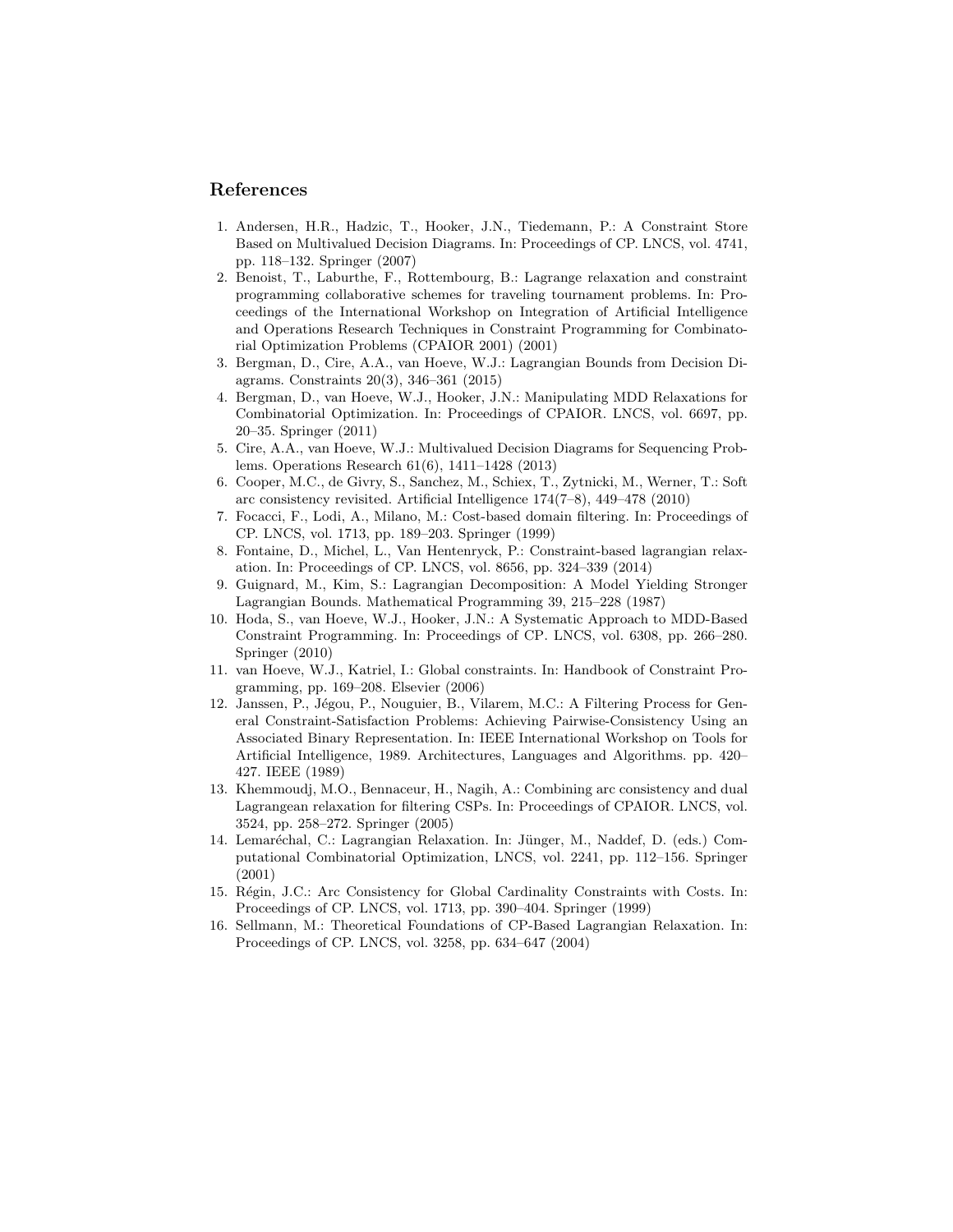## References

1. Andersen, H.R., Hadzic, T., Hooker, J.N., Tiedemann, P.: A Constraint Store Based on Multivalued Decision Diagrams. In: Proceedings of CP. LNCS, vol. 4741, pp. 118–132. Springer (2007)
2. Benoist, T., Laburthe, F., Rottembourg, B.: Lagrange relaxation and constraint programming collaborative schemes for traveling tournament problems. In: Proceedings of the International Workshop on Integration of Artificial Intelligence and Operations Research Techniques in Constraint Programming for Combinatorial Optimization Problems (CPAIOR 2001) (2001)
3. Bergman, D., Cire, A.A., van Hoeve, W.J.: Lagrangian Bounds from Decision Diagrams. Constraints 20(3), 346–361 (2015)
4. Bergman, D., van Hoeve, W.J., Hooker, J.N.: Manipulating MDD Relaxations for Combinatorial Optimization. In: Proceedings of CPAIOR. LNCS, vol. 6697, pp. 20–35. Springer (2011)
5. Cire, A.A., van Hoeve, W.J.: Multivalued Decision Diagrams for Sequencing Problems. Operations Research 61(6), 1411–1428 (2013)
6. Cooper, M.C., de Givry, S., Sanchez, M., Schiex, T., Zytnicki, M., Werner, T.: Soft arc consistency revisited. Artificial Intelligence 174(7–8), 449–478 (2010)
7. Focacci, F., Lodi, A., Milano, M.: Cost-based domain filtering. In: Proceedings of CP. LNCS, vol. 1713, pp. 189–203. Springer (1999)
8. Fontaine, D., Michel, L., Van Hentenryck, P.: Constraint-based lagrangian relaxation. In: Proceedings of CP. LNCS, vol. 8656, pp. 324–339 (2014)
9. Guignard, M., Kim, S.: Lagrangian Decomposition: A Model Yielding Stronger Lagrangian Bounds. Mathematical Programming 39, 215–228 (1987)
10. Hoda, S., van Hoeve, W.J., Hooker, J.N.: A Systematic Approach to MDD-Based Constraint Programming. In: Proceedings of CP. LNCS, vol. 6308, pp. 266–280. Springer (2010)
11. van Hoeve, W.J., Katriel, I.: Global constraints. In: Handbook of Constraint Programming, pp. 169–208. Elsevier (2006)
12. Janssen, P., Jégou, P., Nouguier, B., Vilarem, M.C.: A Filtering Process for General Constraint-Satisfaction Problems: Achieving Pairwise-Consistency Using an Associated Binary Representation. In: IEEE International Workshop on Tools for Artificial Intelligence, 1989. Architectures, Languages and Algorithms. pp. 420–427. IEEE (1989)
13. Khemmoudj, M.O., Bennaceur, H., Nagih, A.: Combining arc consistency and dual Lagrangean relaxation for filtering CSPs. In: Proceedings of CPAIOR. LNCS, vol. 3524, pp. 258–272. Springer (2005)
14. Lemaréchal, C.: Lagrangian Relaxation. In: Jünger, M., Naddef, D. (eds.) Computational Combinatorial Optimization, LNCS, vol. 2241, pp. 112–156. Springer (2001)
15. Régin, J.C.: Arc Consistency for Global Cardinality Constraints with Costs. In: Proceedings of CP. LNCS, vol. 1713, pp. 390–404. Springer (1999)
16. Sellmann, M.: Theoretical Foundations of CP-Based Lagrangian Relaxation. In: Proceedings of CP. LNCS, vol. 3258, pp. 634–647 (2004)